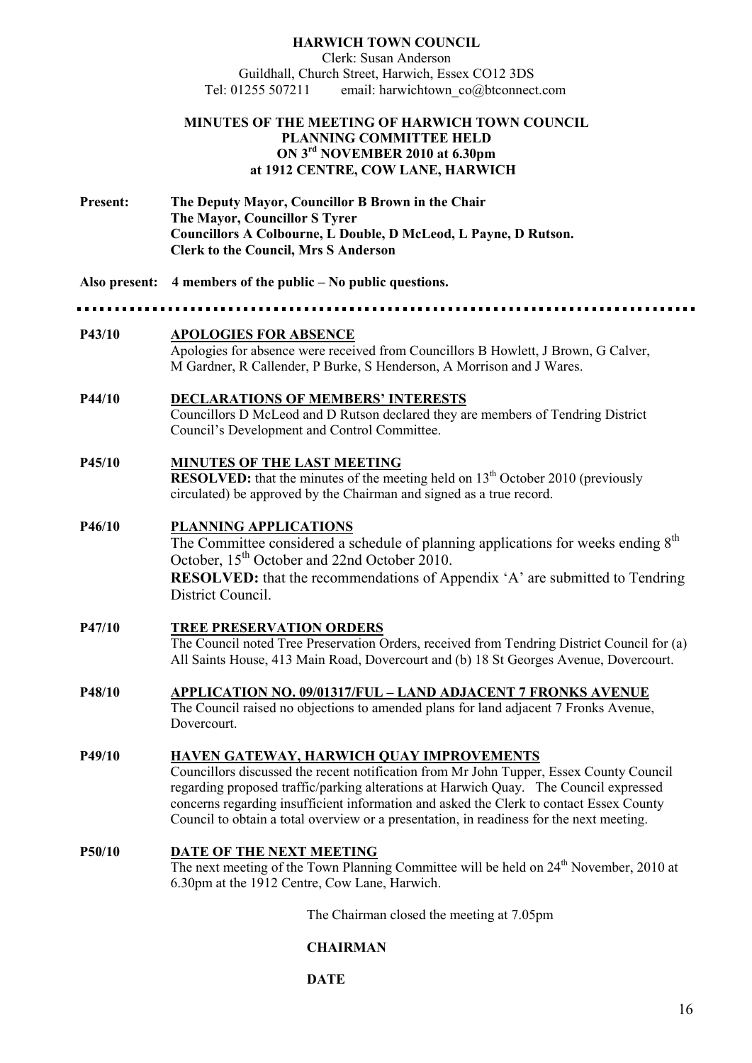# HARWICH TOWN COUNCIL

Clerk: Susan Anderson
Guildhall, Church Street, Harwich, Essex CO12 3DS
Tel: 01255 507211 email: harwichtown_co@btconnect.com

## MINUTES OF THE MEETING OF HARWICH TOWN COUNCIL PLANNING COMMITTEE HELD ON 3rd NOVEMBER 2010 at 6.30pm at 1912 CENTRE, COW LANE, HARWICH

**Present:** **The Deputy Mayor, Councillor B Brown in the Chair**
**The Mayor, Councillor S Tyrer**
**Councillors A Colbourne, L Double, D McLeod, L Payne, D Rutson.**
**Clerk to the Council, Mrs S Anderson**

**Also present: 4 members of the public – No public questions.**

---

**P43/10** **APOLOGIES FOR ABSENCE**
Apologies for absence were received from Councillors B Howlett, J Brown, G Calver, M Gardner, R Callender, P Burke, S Henderson, A Morrison and J Wares.

**P44/10** **DECLARATIONS OF MEMBERS' INTERESTS**
Councillors D McLeod and D Rutson declared they are members of Tendring District Council's Development and Control Committee.

**P45/10** **MINUTES OF THE LAST MEETING**
**RESOLVED:** that the minutes of the meeting held on 13th October 2010 (previously circulated) be approved by the Chairman and signed as a true record.

**P46/10** **PLANNING APPLICATIONS**
The Committee considered a schedule of planning applications for weeks ending 8th October, 15th October and 22nd October 2010.
**RESOLVED:** that the recommendations of Appendix 'A' are submitted to Tendring District Council.

**P47/10** **TREE PRESERVATION ORDERS**
The Council noted Tree Preservation Orders, received from Tendring District Council for (a) All Saints House, 413 Main Road, Dovercourt and (b) 18 St Georges Avenue, Dovercourt.

**P48/10** **APPLICATION NO. 09/01317/FUL – LAND ADJACENT 7 FRONKS AVENUE**
The Council raised no objections to amended plans for land adjacent 7 Fronks Avenue, Dovercourt.

**P49/10** **HAVEN GATEWAY, HARWICH QUAY IMPROVEMENTS**
Councillors discussed the recent notification from Mr John Tupper, Essex County Council regarding proposed traffic/parking alterations at Harwich Quay. The Council expressed concerns regarding insufficient information and asked the Clerk to contact Essex County Council to obtain a total overview or a presentation, in readiness for the next meeting.

**P50/10** **DATE OF THE NEXT MEETING**
The next meeting of the Town Planning Committee will be held on 24th November, 2010 at 6.30pm at the 1912 Centre, Cow Lane, Harwich.

The Chairman closed the meeting at 7.05pm

**CHAIRMAN**

**DATE**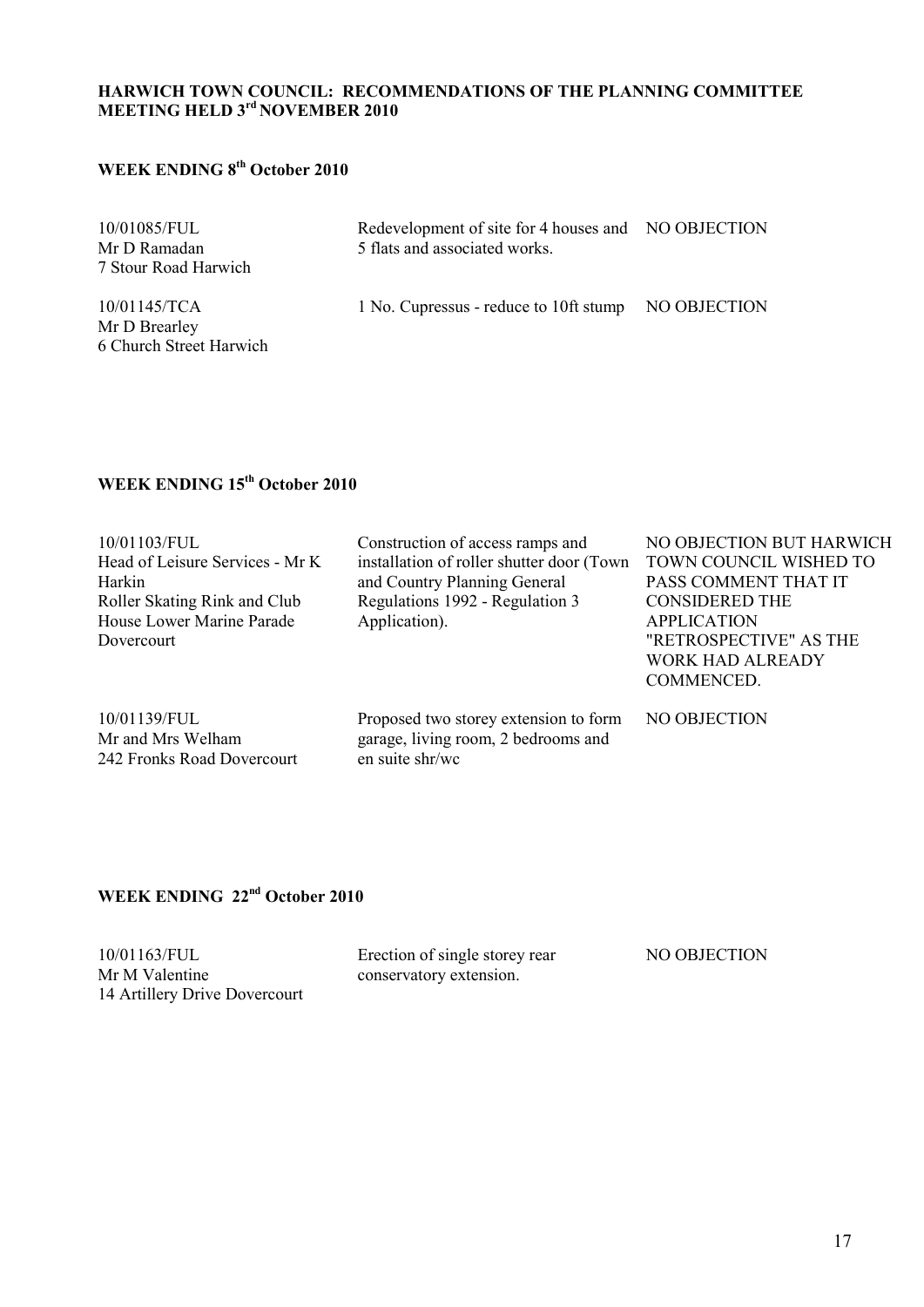**HARWICH TOWN COUNCIL: RECOMMENDATIONS OF THE PLANNING COMMITTEE MEETING HELD 3rd NOVEMBER 2010**

## WEEK ENDING 8th October 2010

| | | |
|---|---|---|
| 10/01085/FUL<br>Mr D Ramadan<br>7 Stour Road Harwich | Redevelopment of site for 4 houses and 5 flats and associated works. | NO OBJECTION |
| 10/01145/TCA<br>Mr D Brearley<br>6 Church Street Harwich | 1 No. Cupressus - reduce to 10ft stump | NO OBJECTION |

## WEEK ENDING 15th October 2010

| | | |
|---|---|---|
| 10/01103/FUL<br>Head of Leisure Services - Mr K Harkin<br>Roller Skating Rink and Club House Lower Marine Parade Dovercourt | Construction of access ramps and installation of roller shutter door (Town and Country Planning General Regulations 1992 - Regulation 3 Application). | NO OBJECTION BUT HARWICH TOWN COUNCIL WISHED TO PASS COMMENT THAT IT CONSIDERED THE APPLICATION "RETROSPECTIVE" AS THE WORK HAD ALREADY COMMENCED. |
| 10/01139/FUL<br>Mr and Mrs Welham<br>242 Fronks Road Dovercourt | Proposed two storey extension to form garage, living room, 2 bedrooms and en suite shr/wc | NO OBJECTION |

## WEEK ENDING 22nd October 2010

| | | |
|---|---|---|
| 10/01163/FUL<br>Mr M Valentine<br>14 Artillery Drive Dovercourt | Erection of single storey rear conservatory extension. | NO OBJECTION |